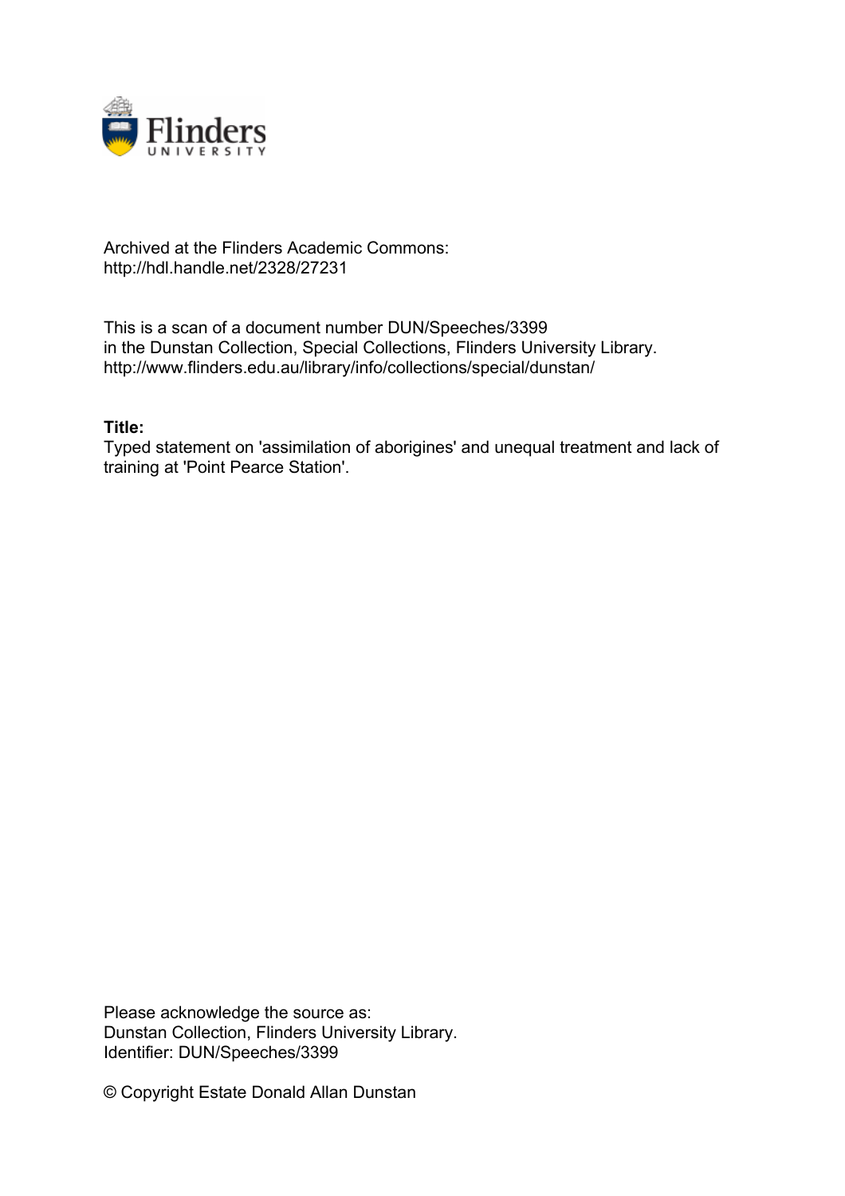Archived at the Flinders Academic Commons:
http://hdl.handle.net/2328/27231

This is a scan of a document number DUN/Speeches/3399
in the Dunstan Collection, Special Collections, Flinders University Library.
http://www.flinders.edu.au/library/info/collections/special/dunstan/

**Title:**
Typed statement on 'assimilation of aborigines' and unequal treatment and lack of training at 'Point Pearce Station'.

Please acknowledge the source as:
Dunstan Collection, Flinders University Library.
Identifier: DUN/Speeches/3399

© Copyright Estate Donald Allan Dunstan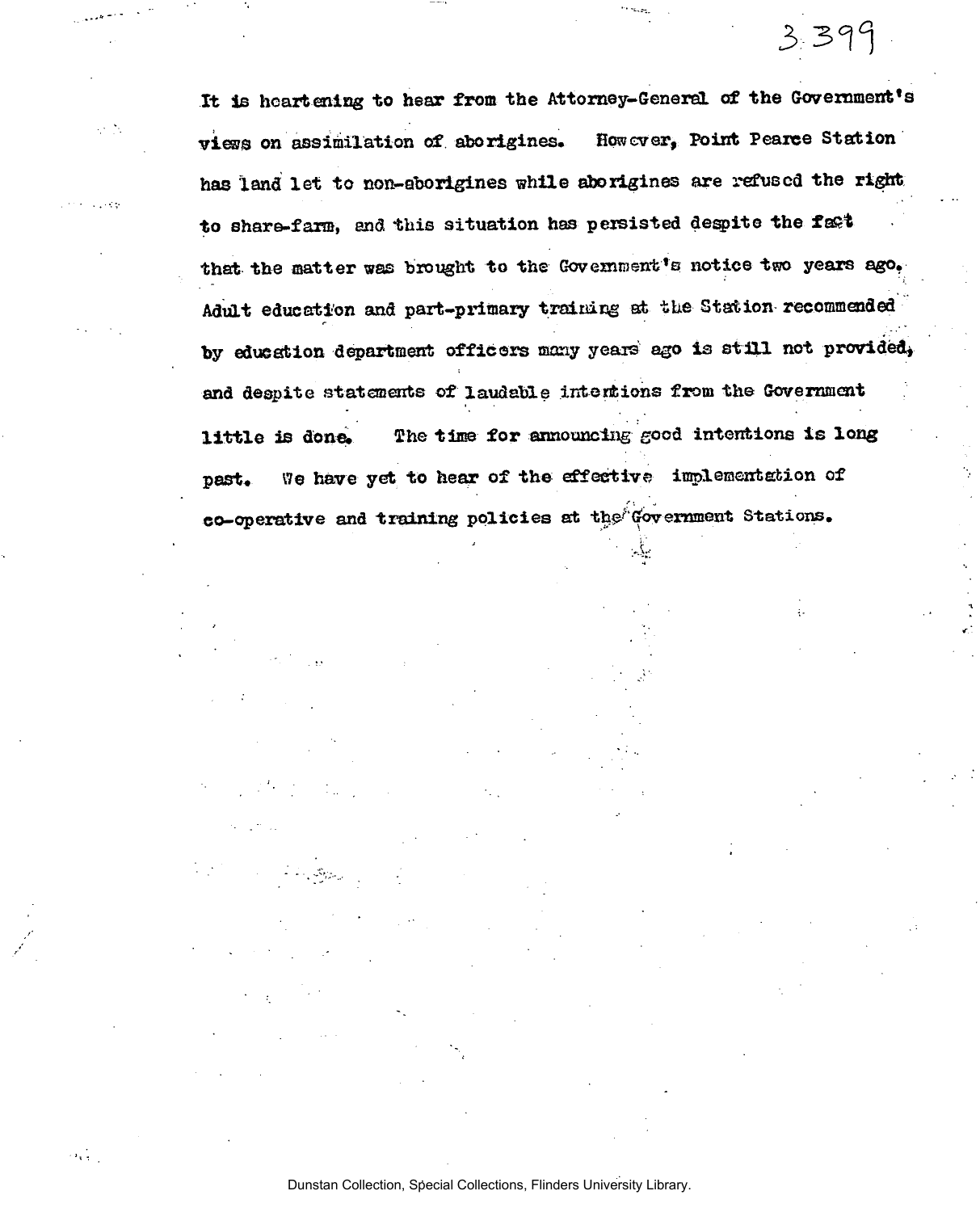It is heartening to hear from the Attorney-General of the Government's views on assimilation of aborigines. However, Point Pearce Station has land let to non-aborigines while aborigines are refused the right to share-farm, and this situation has persisted despite the fact that the matter was brought to the Government's notice two years ago. Adult education and part-primary training at the Station recommended by education department officers many years ago is still not provided, and despite statements of laudable intentions from the Government little is done. The time for announcing good intentions is long past. We have yet to hear of the effective implementation of co-operative and training policies at the Government Stations.